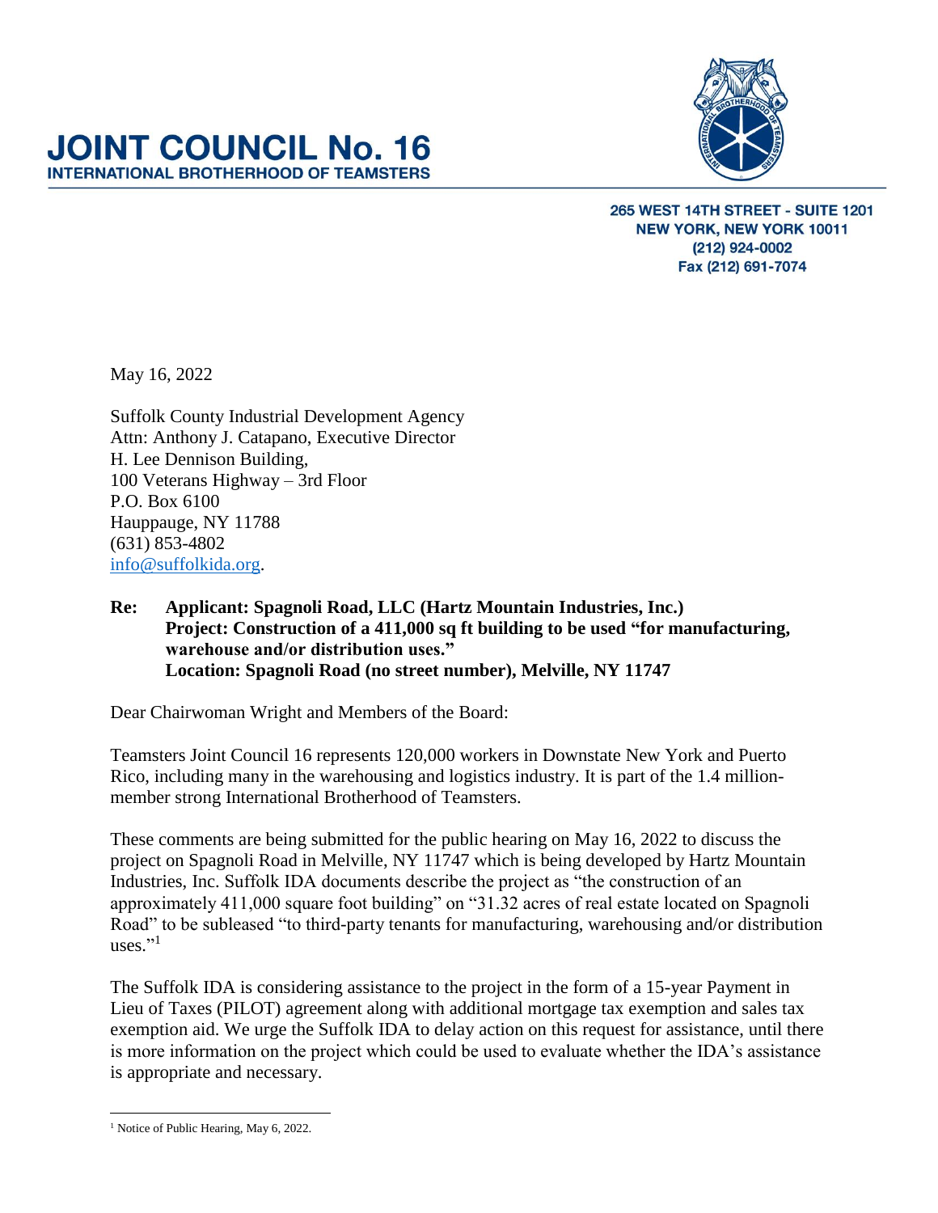# JOINT COUNCIL No. 16

**INTERNATIONAL BROTHERHOOD OF TEAMSTERS**

**265 WEST 14TH STREET - SUITE 1201**
**NEW YORK, NEW YORK 10011**
**(212) 924-0002**
**Fax (212) 691-7074**

May 16, 2022

Suffolk County Industrial Development Agency
Attn: Anthony J. Catapano, Executive Director
H. Lee Dennison Building,
100 Veterans Highway – 3rd Floor
P.O. Box 6100
Hauppauge, NY 11788
(631) 853-4802
info@suffolkida.org.

**Re: Applicant: Spagnoli Road, LLC (Hartz Mountain Industries, Inc.)**
**Project: Construction of a 411,000 sq ft building to be used "for manufacturing, warehouse and/or distribution uses."**
**Location: Spagnoli Road (no street number), Melville, NY 11747**

Dear Chairwoman Wright and Members of the Board:

Teamsters Joint Council 16 represents 120,000 workers in Downstate New York and Puerto Rico, including many in the warehousing and logistics industry. It is part of the 1.4 million-member strong International Brotherhood of Teamsters.

These comments are being submitted for the public hearing on May 16, 2022 to discuss the project on Spagnoli Road in Melville, NY 11747 which is being developed by Hartz Mountain Industries, Inc. Suffolk IDA documents describe the project as "the construction of an approximately 411,000 square foot building" on "31.32 acres of real estate located on Spagnoli Road" to be subleased "to third-party tenants for manufacturing, warehousing and/or distribution uses."[1]

The Suffolk IDA is considering assistance to the project in the form of a 15-year Payment in Lieu of Taxes (PILOT) agreement along with additional mortgage tax exemption and sales tax exemption aid. We urge the Suffolk IDA to delay action on this request for assistance, until there is more information on the project which could be used to evaluate whether the IDA's assistance is appropriate and necessary.

[1] Notice of Public Hearing, May 6, 2022.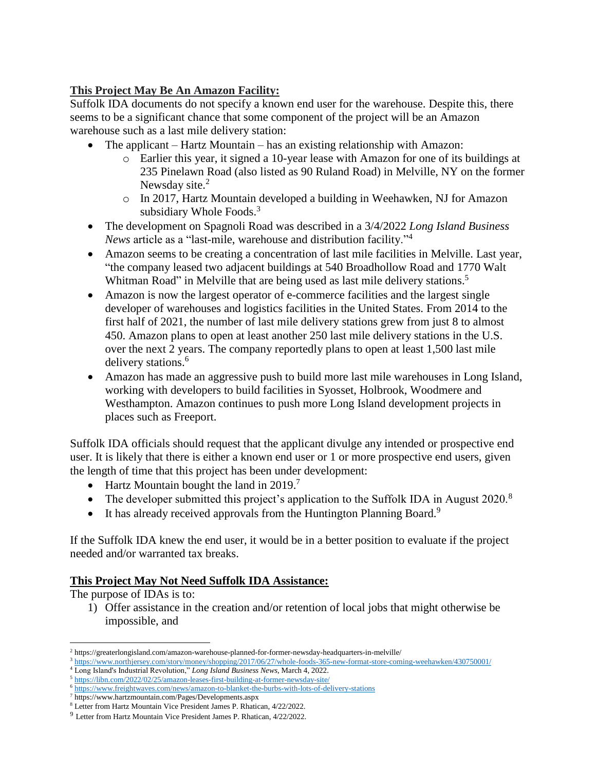**<u>This Project May Be An Amazon Facility:</u>**

Suffolk IDA documents do not specify a known end user for the warehouse. Despite this, there seems to be a significant chance that some component of the project will be an Amazon warehouse such as a last mile delivery station:

- The applicant – Hartz Mountain – has an existing relationship with Amazon:
  - Earlier this year, it signed a 10-year lease with Amazon for one of its buildings at 235 Pinelawn Road (also listed as 90 Ruland Road) in Melville, NY on the former Newsday site.[2]
  - In 2017, Hartz Mountain developed a building in Weehawken, NJ for Amazon subsidiary Whole Foods.[3]
- The development on Spagnoli Road was described in a 3/4/2022 *Long Island Business News* article as a "last-mile, warehouse and distribution facility."[4]
- Amazon seems to be creating a concentration of last mile facilities in Melville. Last year, "the company leased two adjacent buildings at 540 Broadhollow Road and 1770 Walt Whitman Road" in Melville that are being used as last mile delivery stations.[5]
- Amazon is now the largest operator of e-commerce facilities and the largest single developer of warehouses and logistics facilities in the United States. From 2014 to the first half of 2021, the number of last mile delivery stations grew from just 8 to almost 450. Amazon plans to open at least another 250 last mile delivery stations in the U.S. over the next 2 years. The company reportedly plans to open at least 1,500 last mile delivery stations.[6]
- Amazon has made an aggressive push to build more last mile warehouses in Long Island, working with developers to build facilities in Syosset, Holbrook, Woodmere and Westhampton. Amazon continues to push more Long Island development projects in places such as Freeport.

Suffolk IDA officials should request that the applicant divulge any intended or prospective end user. It is likely that there is either a known end user or 1 or more prospective end users, given the length of time that this project has been under development:

- Hartz Mountain bought the land in 2019.[7]
- The developer submitted this project's application to the Suffolk IDA in August 2020.[8]
- It has already received approvals from the Huntington Planning Board.[9]

If the Suffolk IDA knew the end user, it would be in a better position to evaluate if the project needed and/or warranted tax breaks.

**<u>This Project May Not Need Suffolk IDA Assistance:</u>**

The purpose of IDAs is to:

1) Offer assistance in the creation and/or retention of local jobs that might otherwise be impossible, and

---

[2] https://greaterlongisland.com/amazon-warehouse-planned-for-former-newsday-headquarters-in-melville/

[3] https://www.northjersey.com/story/money/shopping/2017/06/27/whole-foods-365-new-format-store-coming-weehawken/430750001/

[4] Long Island's Industrial Revolution," *Long Island Business News*, March 4, 2022.

[5] https://libn.com/2022/02/25/amazon-leases-first-building-at-former-newsday-site/

[6] https://www.freightwaves.com/news/amazon-to-blanket-the-burbs-with-lots-of-delivery-stations

[7] https://www.hartzmountain.com/Pages/Developments.aspx

[8] Letter from Hartz Mountain Vice President James P. Rhatican, 4/22/2022.

[9] Letter from Hartz Mountain Vice President James P. Rhatican, 4/22/2022.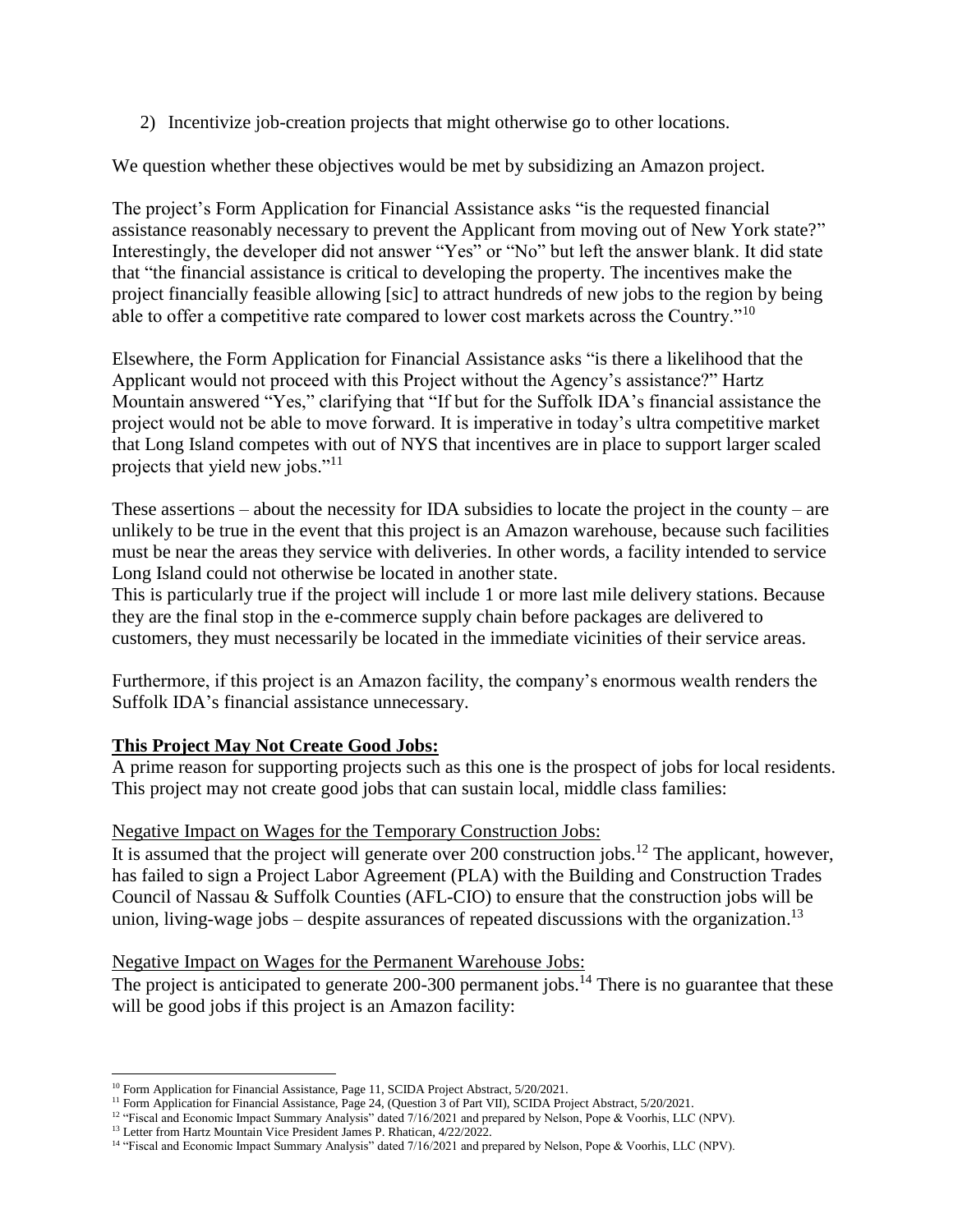2) Incentivize job-creation projects that might otherwise go to other locations.

We question whether these objectives would be met by subsidizing an Amazon project.

The project's Form Application for Financial Assistance asks "is the requested financial assistance reasonably necessary to prevent the Applicant from moving out of New York state?" Interestingly, the developer did not answer "Yes" or "No" but left the answer blank. It did state that "the financial assistance is critical to developing the property. The incentives make the project financially feasible allowing [sic] to attract hundreds of new jobs to the region by being able to offer a competitive rate compared to lower cost markets across the Country."[10]

Elsewhere, the Form Application for Financial Assistance asks "is there a likelihood that the Applicant would not proceed with this Project without the Agency's assistance?" Hartz Mountain answered "Yes," clarifying that "If but for the Suffolk IDA's financial assistance the project would not be able to move forward. It is imperative in today's ultra competitive market that Long Island competes with out of NYS that incentives are in place to support larger scaled projects that yield new jobs."[11]

These assertions – about the necessity for IDA subsidies to locate the project in the county – are unlikely to be true in the event that this project is an Amazon warehouse, because such facilities must be near the areas they service with deliveries. In other words, a facility intended to service Long Island could not otherwise be located in another state.

This is particularly true if the project will include 1 or more last mile delivery stations. Because they are the final stop in the e-commerce supply chain before packages are delivered to customers, they must necessarily be located in the immediate vicinities of their service areas.

Furthermore, if this project is an Amazon facility, the company's enormous wealth renders the Suffolk IDA's financial assistance unnecessary.

## This Project May Not Create Good Jobs:

A prime reason for supporting projects such as this one is the prospect of jobs for local residents. This project may not create good jobs that can sustain local, middle class families:

### Negative Impact on Wages for the Temporary Construction Jobs:

It is assumed that the project will generate over 200 construction jobs.[12] The applicant, however, has failed to sign a Project Labor Agreement (PLA) with the Building and Construction Trades Council of Nassau & Suffolk Counties (AFL-CIO) to ensure that the construction jobs will be union, living-wage jobs – despite assurances of repeated discussions with the organization.[13]

### Negative Impact on Wages for the Permanent Warehouse Jobs:

The project is anticipated to generate 200-300 permanent jobs.[14] There is no guarantee that these will be good jobs if this project is an Amazon facility:

---

[10] Form Application for Financial Assistance, Page 11, SCIDA Project Abstract, 5/20/2021.

[11] Form Application for Financial Assistance, Page 24, (Question 3 of Part VII), SCIDA Project Abstract, 5/20/2021.

[12] "Fiscal and Economic Impact Summary Analysis" dated 7/16/2021 and prepared by Nelson, Pope & Voorhis, LLC (NPV).

[13] Letter from Hartz Mountain Vice President James P. Rhatican, 4/22/2022.

[14] "Fiscal and Economic Impact Summary Analysis" dated 7/16/2021 and prepared by Nelson, Pope & Voorhis, LLC (NPV).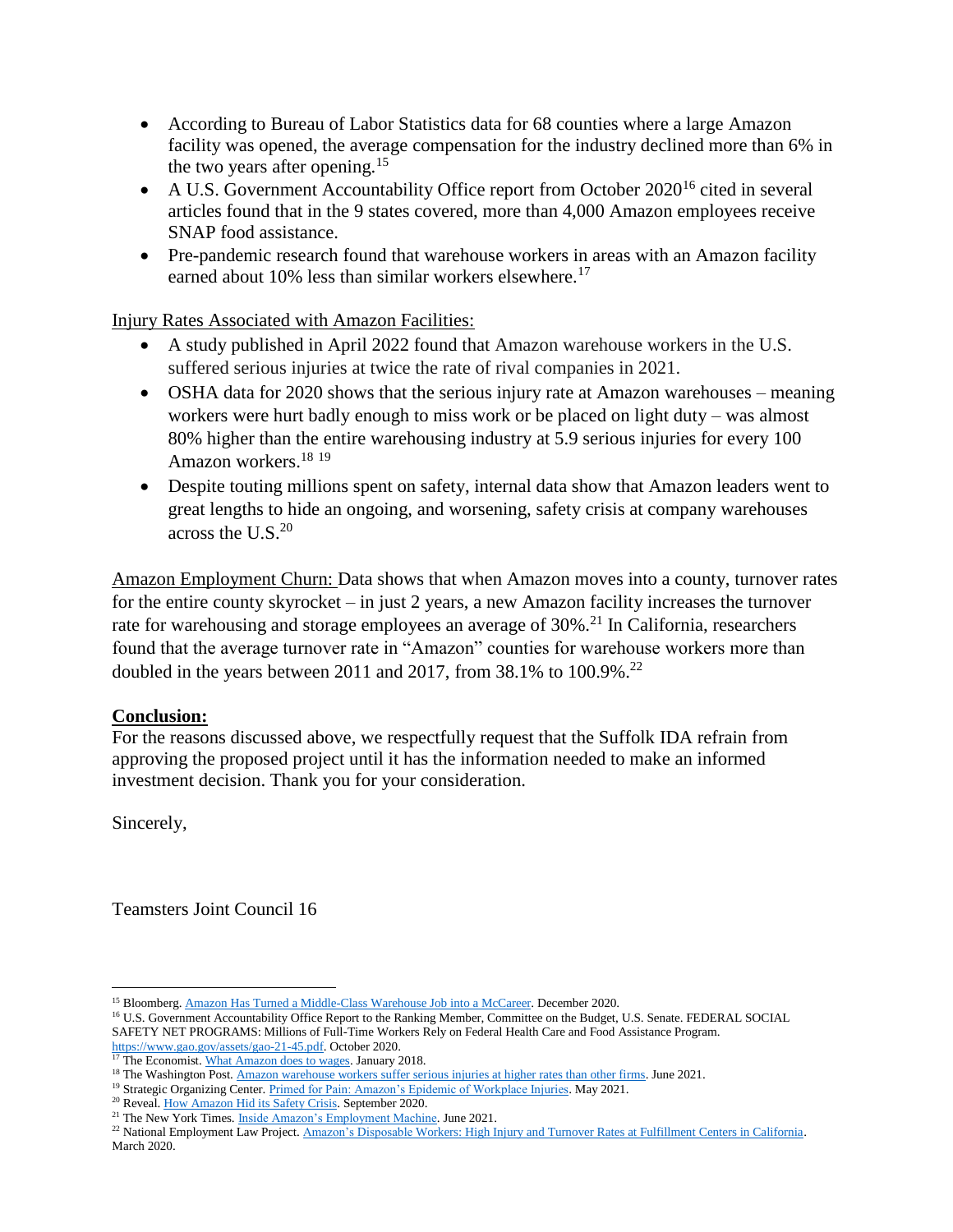- According to Bureau of Labor Statistics data for 68 counties where a large Amazon facility was opened, the average compensation for the industry declined more than 6% in the two years after opening.[15]
- A U.S. Government Accountability Office report from October 2020[16] cited in several articles found that in the 9 states covered, more than 4,000 Amazon employees receive SNAP food assistance.
- Pre-pandemic research found that warehouse workers in areas with an Amazon facility earned about 10% less than similar workers elsewhere.[17]

Injury Rates Associated with Amazon Facilities:

- A study published in April 2022 found that Amazon warehouse workers in the U.S. suffered serious injuries at twice the rate of rival companies in 2021.
- OSHA data for 2020 shows that the serious injury rate at Amazon warehouses – meaning workers were hurt badly enough to miss work or be placed on light duty – was almost 80% higher than the entire warehousing industry at 5.9 serious injuries for every 100 Amazon workers.[18] [19]
- Despite touting millions spent on safety, internal data show that Amazon leaders went to great lengths to hide an ongoing, and worsening, safety crisis at company warehouses across the U.S.[20]

Amazon Employment Churn: Data shows that when Amazon moves into a county, turnover rates for the entire county skyrocket – in just 2 years, a new Amazon facility increases the turnover rate for warehousing and storage employees an average of 30%.[21] In California, researchers found that the average turnover rate in "Amazon" counties for warehouse workers more than doubled in the years between 2011 and 2017, from 38.1% to 100.9%.[22]

**Conclusion:**

For the reasons discussed above, we respectfully request that the Suffolk IDA refrain from approving the proposed project until it has the information needed to make an informed investment decision. Thank you for your consideration.

Sincerely,

Teamsters Joint Council 16

---

[15] Bloomberg. Amazon Has Turned a Middle-Class Warehouse Job into a McCareer. December 2020.

[16] U.S. Government Accountability Office Report to the Ranking Member, Committee on the Budget, U.S. Senate. FEDERAL SOCIAL SAFETY NET PROGRAMS: Millions of Full-Time Workers Rely on Federal Health Care and Food Assistance Program. https://www.gao.gov/assets/gao-21-45.pdf. October 2020.

[17] The Economist. What Amazon does to wages. January 2018.

[18] The Washington Post. Amazon warehouse workers suffer serious injuries at higher rates than other firms. June 2021.

[19] Strategic Organizing Center. Primed for Pain: Amazon's Epidemic of Workplace Injuries. May 2021.

[20] Reveal. How Amazon Hid its Safety Crisis. September 2020.

[21] The New York Times. Inside Amazon's Employment Machine. June 2021.

[22] National Employment Law Project. Amazon's Disposable Workers: High Injury and Turnover Rates at Fulfillment Centers in California. March 2020.